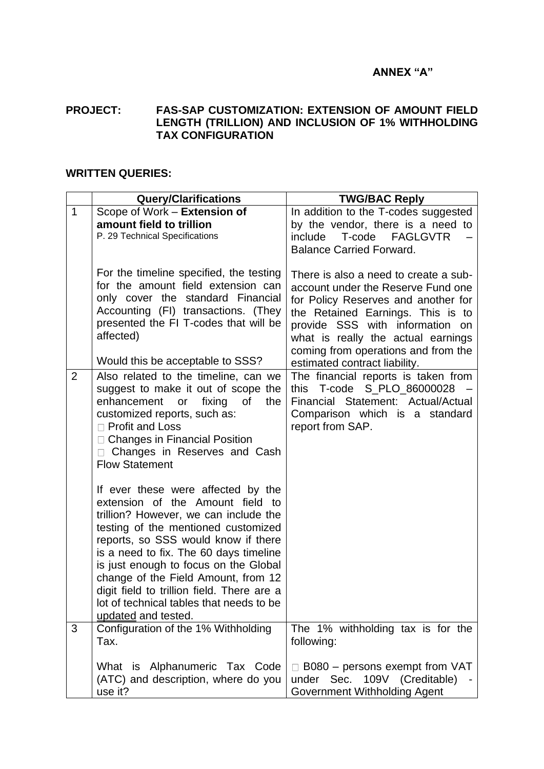**ANNEX "A"**

**PROJECT: FAS-SAP CUSTOMIZATION: EXTENSION OF AMOUNT FIELD LENGTH (TRILLION) AND INCLUSION OF 1% WITHHOLDING TAX CONFIGURATION**

**WRITTEN QUERIES:**

| | Query/Clarifications | TWG/BAC Reply |
|---|---|---|
| 1 | Scope of Work – **Extension of amount field to trillion**<br>P. 29 Technical Specifications<br><br>For the timeline specified, the testing for the amount field extension can only cover the standard Financial Accounting (FI) transactions. (They presented the FI T-codes that will be affected)<br><br>Would this be acceptable to SSS? | In addition to the T-codes suggested by the vendor, there is a need to include T-code FAGLGVTR – Balance Carried Forward.<br><br>There is also a need to create a sub-account under the Reserve Fund one for Policy Reserves and another for the Retained Earnings. This is to provide SSS with information on what is really the actual earnings coming from operations and from the estimated contract liability. |
| 2 | Also related to the timeline, can we suggest to make it out of scope the enhancement or fixing of the customized reports, such as:<br>□ Profit and Loss<br>□ Changes in Financial Position<br>□ Changes in Reserves and Cash Flow Statement<br><br>If ever these were affected by the extension of the Amount field to trillion? However, we can include the testing of the mentioned customized reports, so SSS would know if there is a need to fix. The 60 days timeline is just enough to focus on the Global change of the Field Amount, from 12 digit field to trillion field. There are a lot of technical tables that needs to be updated and tested. | The financial reports is taken from this T-code S_PLO_86000028 – Financial Statement: Actual/Actual Comparison which is a standard report from SAP. |
| 3 | Configuration of the 1% Withholding Tax.<br><br>What is Alphanumeric Tax Code (ATC) and description, where do you use it? | The 1% withholding tax is for the following:<br><br>□ B080 – persons exempt from VAT under Sec. 109V (Creditable) - Government Withholding Agent |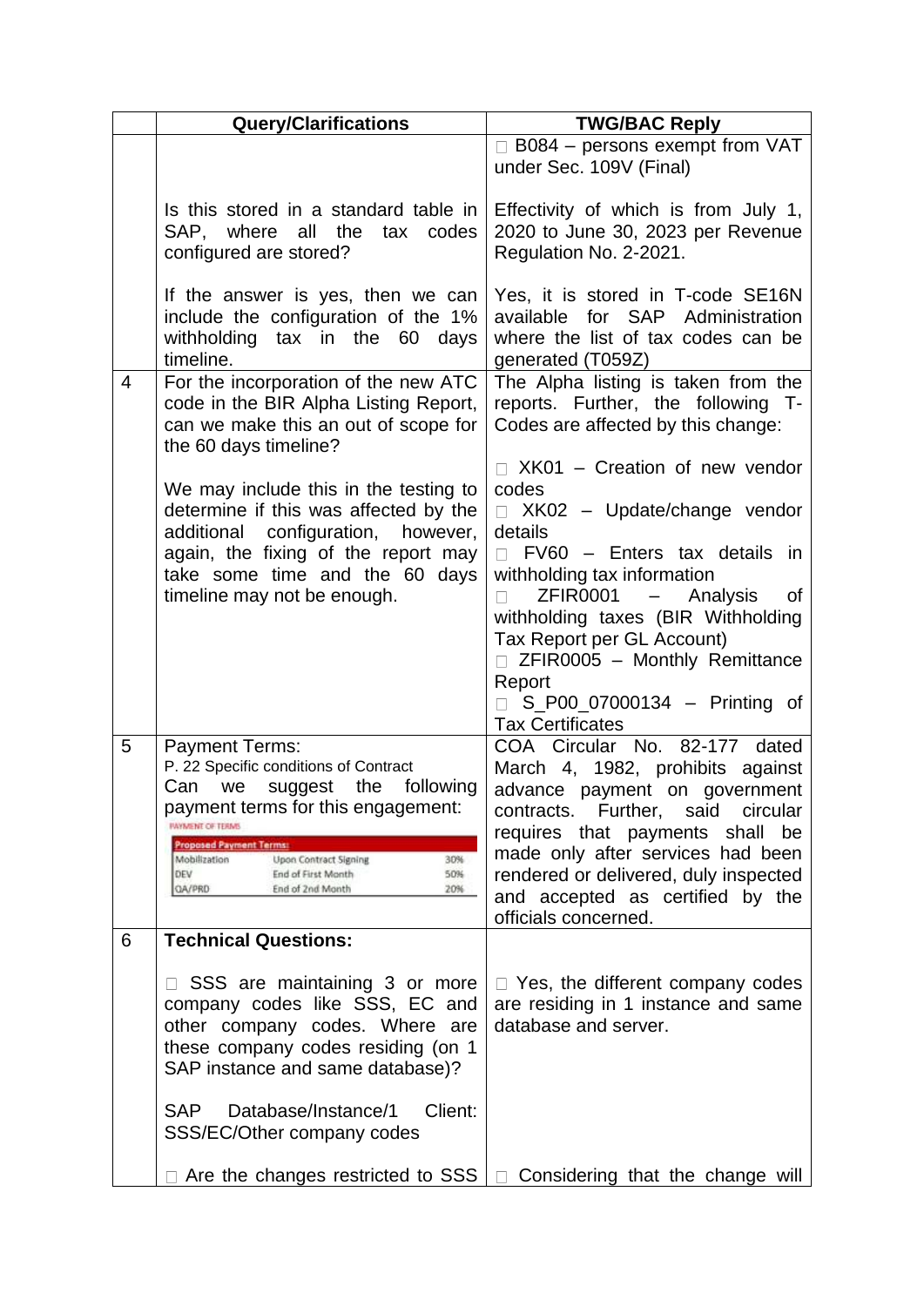| | Query/Clarifications | TWG/BAC Reply |
|---|---|---|
| | Is this stored in a standard table in SAP, where all the tax codes configured are stored?<br><br>If the answer is yes, then we can include the configuration of the 1% withholding tax in the 60 days timeline. | □ B084 – persons exempt from VAT under Sec. 109V (Final)<br><br>Effectivity of which is from July 1, 2020 to June 30, 2023 per Revenue Regulation No. 2-2021.<br><br>Yes, it is stored in T-code SE16N available for SAP Administration where the list of tax codes can be generated (T059Z) |
| 4 | For the incorporation of the new ATC code in the BIR Alpha Listing Report, can we make this an out of scope for the 60 days timeline?<br><br>We may include this in the testing to determine if this was affected by the additional configuration, however, again, the fixing of the report may take some time and the 60 days timeline may not be enough. | The Alpha listing is taken from the reports. Further, the following T-Codes are affected by this change:<br><br>□ XK01 – Creation of new vendor codes<br>□ XK02 – Update/change vendor details<br>□ FV60 – Enters tax details in withholding tax information<br>□ ZFIR0001 – Analysis of withholding taxes (BIR Withholding Tax Report per GL Account)<br>□ ZFIR0005 – Monthly Remittance Report<br>□ S_P00_07000134 – Printing of Tax Certificates |
| 5 | Payment Terms:<br>P. 22 Specific conditions of Contract<br>Can we suggest the following payment terms for this engagement:<br>PAYMENT OF TERMS<br>Proposed Payment Terms:<br>Mobilization – Upon Contract Signing – 30%<br>DEV – End of First Month – 50%<br>QA/PRD – End of 2nd Month – 20% | COA Circular No. 82-177 dated March 4, 1982, prohibits against advance payment on government contracts. Further, said circular requires that payments shall be made only after services had been rendered or delivered, duly inspected and accepted as certified by the officials concerned. |
| 6 | **Technical Questions:**<br><br>□ SSS are maintaining 3 or more company codes like SSS, EC and other company codes. Where are these company codes residing (on 1 SAP instance and same database)?<br><br>SAP Database/Instance/1 Client: SSS/EC/Other company codes<br><br>□ Are the changes restricted to SSS | <br><br>□ Yes, the different company codes are residing in 1 instance and same database and server.<br><br><br><br>□ Considering that the change will |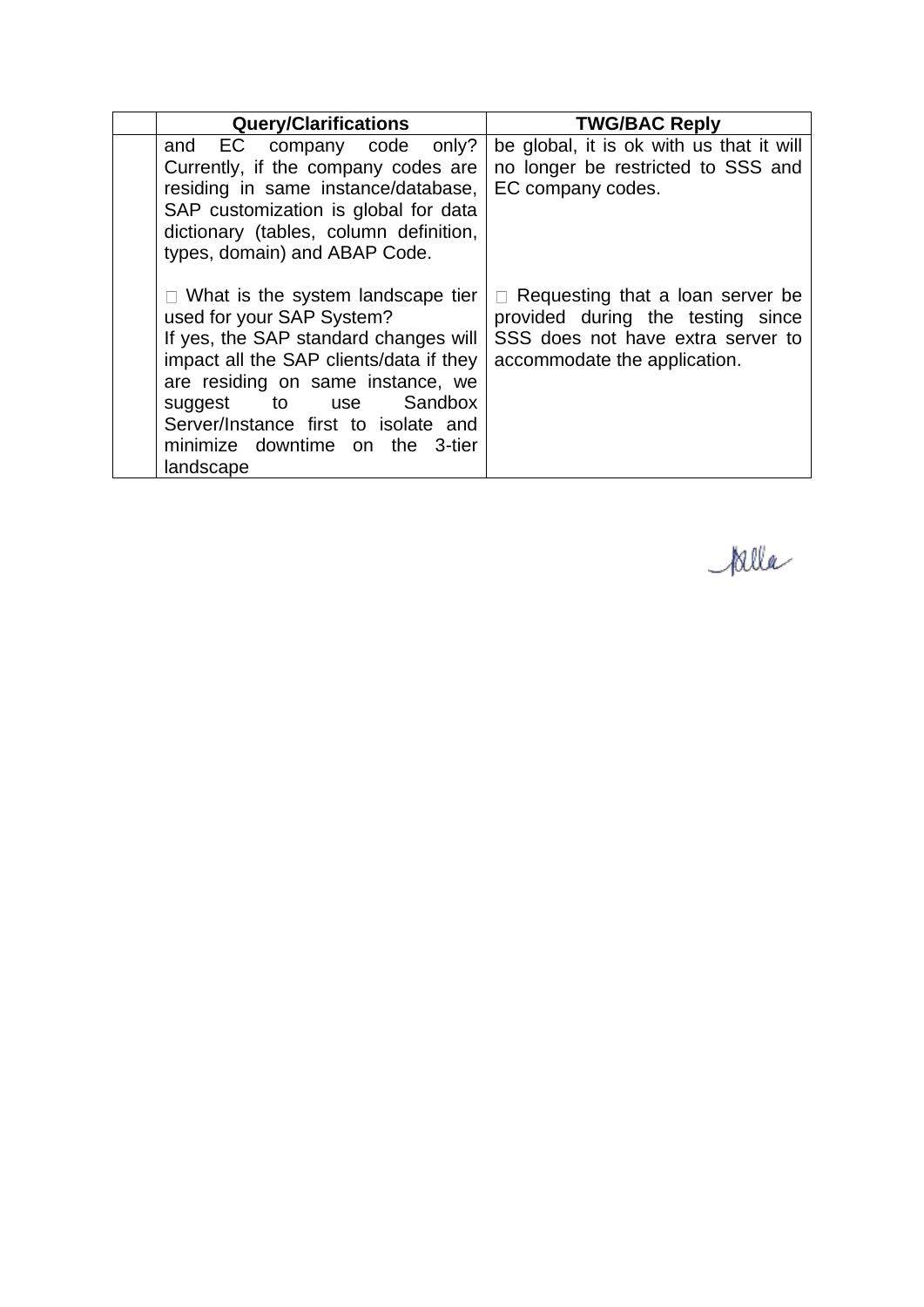| | Query/Clarifications | TWG/BAC Reply |
|---|---|---|
| | and EC company code only? Currently, if the company codes are residing in same instance/database, SAP customization is global for data dictionary (tables, column definition, types, domain) and ABAP Code.<br><br> What is the system landscape tier used for your SAP System?<br>If yes, the SAP standard changes will impact all the SAP clients/data if they are residing on same instance, we suggest to use Sandbox Server/Instance first to isolate and minimize downtime on the 3-tier landscape | be global, it is ok with us that it will no longer be restricted to SSS and EC company codes.<br><br> Requesting that a loan server be provided during the testing since SSS does not have extra server to accommodate the application. |